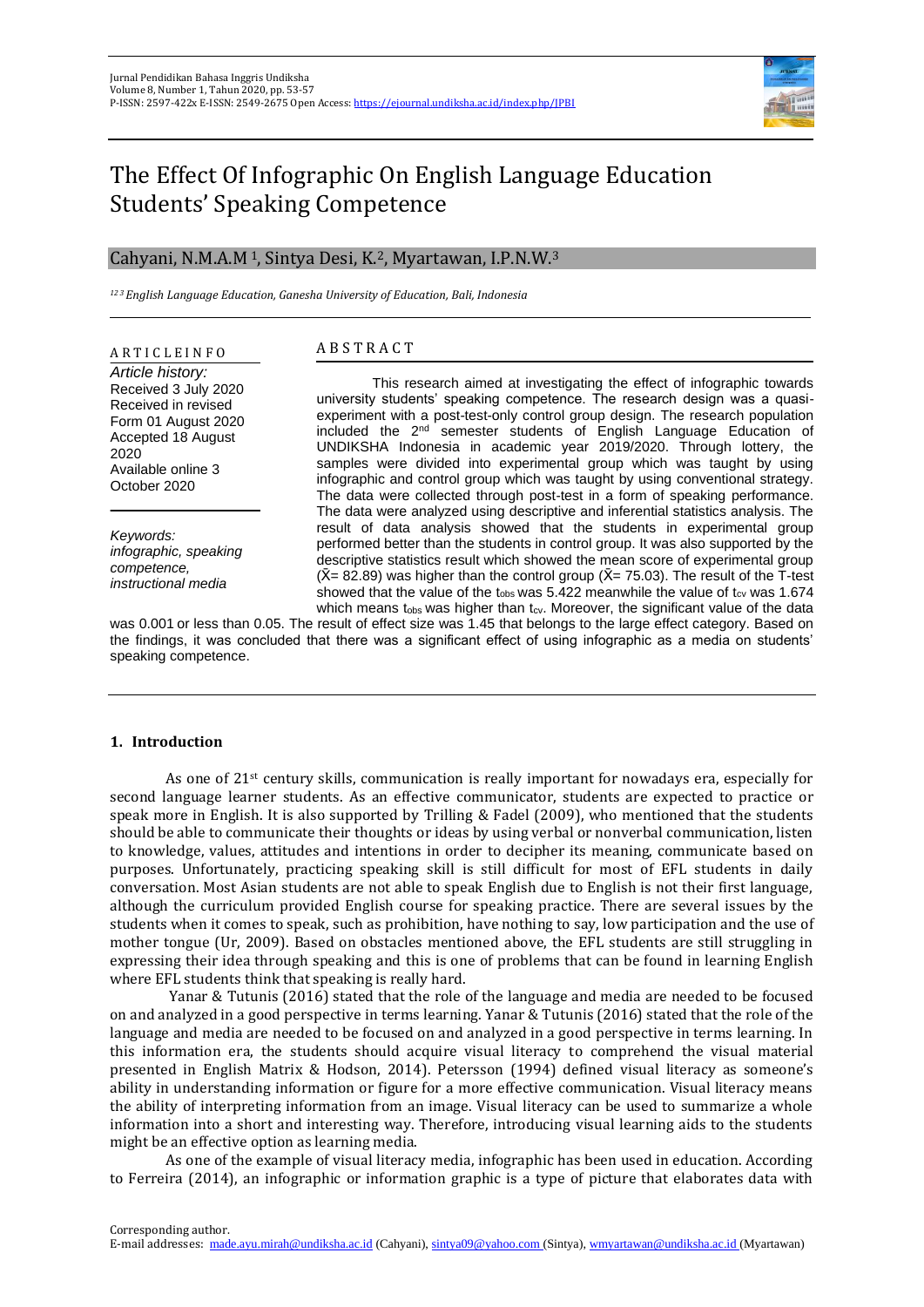# The Effect Of Infographic On English Language Education Students' Speaking Competence

Cahyani, N.M.A.M [1], Sintya Desi, K.[2], Myartawan, I.P.N.W.[3]

*[1 2 3] English Language Education, Ganesha University of Education, Bali, Indonesia*

**ARTICLE INFO**

*Article history:*
Received 3 July 2020
Received in revised Form 01 August 2020
Accepted 18 August 2020
Available online 3 October 2020

*Keywords:*
*infographic, speaking competence, instructional media*

**ABSTRACT**

This research aimed at investigating the effect of infographic towards university students' speaking competence. The research design was a quasi-experiment with a post-test-only control group design. The research population included the 2nd semester students of English Language Education of UNDIKSHA Indonesia in academic year 2019/2020. Through lottery, the samples were divided into experimental group which was taught by using infographic and control group which was taught by using conventional strategy. The data were collected through post-test in a form of speaking performance. The data were analyzed using descriptive and inferential statistics analysis. The result of data analysis showed that the students in experimental group performed better than the students in control group. It was also supported by the descriptive statistics result which showed the mean score of experimental group ($\bar{X}$= 82.89) was higher than the control group ($\bar{X}$= 75.03). The result of the T-test showed that the value of the $t_{obs}$ was 5.422 meanwhile the value of $t_{cv}$ was 1.674 which means $t_{obs}$ was higher than $t_{cv}$. Moreover, the significant value of the data was 0.001 or less than 0.05. The result of effect size was 1.45 that belongs to the large effect category. Based on the findings, it was concluded that there was a significant effect of using infographic as a media on students' speaking competence.

## 1. Introduction

As one of 21st century skills, communication is really important for nowadays era, especially for second language learner students. As an effective communicator, students are expected to practice or speak more in English. It is also supported by Trilling & Fadel (2009), who mentioned that the students should be able to communicate their thoughts or ideas by using verbal or nonverbal communication, listen to knowledge, values, attitudes and intentions in order to decipher its meaning, communicate based on purposes. Unfortunately, practicing speaking skill is still difficult for most of EFL students in daily conversation. Most Asian students are not able to speak English due to English is not their first language, although the curriculum provided English course for speaking practice. There are several issues by the students when it comes to speak, such as prohibition, have nothing to say, low participation and the use of mother tongue (Ur, 2009). Based on obstacles mentioned above, the EFL students are still struggling in expressing their idea through speaking and this is one of problems that can be found in learning English where EFL students think that speaking is really hard.

Yanar & Tutunis (2016) stated that the role of the language and media are needed to be focused on and analyzed in a good perspective in terms learning. Yanar & Tutunis (2016) stated that the role of the language and media are needed to be focused on and analyzed in a good perspective in terms learning. In this information era, the students should acquire visual literacy to comprehend the visual material presented in English Matrix & Hodson, 2014). Petersson (1994) defined visual literacy as someone's ability in understanding information or figure for a more effective communication. Visual literacy means the ability of interpreting information from an image. Visual literacy can be used to summarize a whole information into a short and interesting way. Therefore, introducing visual learning aids to the students might be an effective option as learning media.

As one of the example of visual literacy media, infographic has been used in education. According to Ferreira (2014), an infographic or information graphic is a type of picture that elaborates data with

Corresponding author.
E-mail addresses: made.ayu.mirah@undiksha.ac.id (Cahyani), sintya09@yahoo.com (Sintya), wmyartawan@undiksha.ac.id (Myartawan)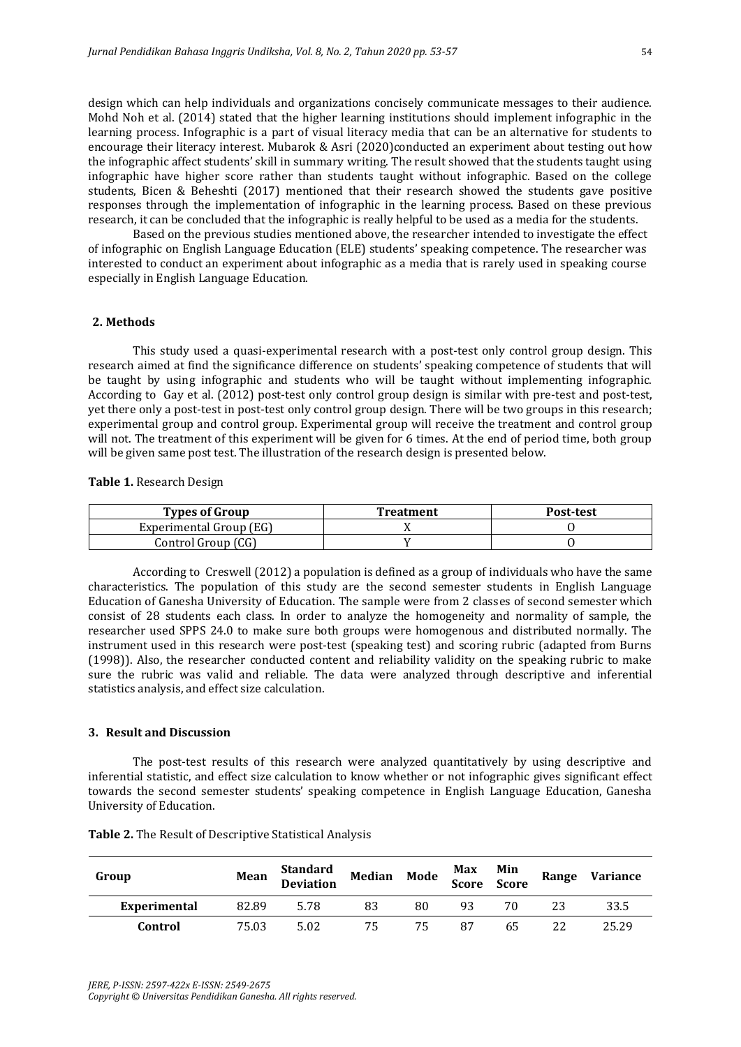design which can help individuals and organizations concisely communicate messages to their audience. Mohd Noh et al. (2014) stated that the higher learning institutions should implement infographic in the learning process. Infographic is a part of visual literacy media that can be an alternative for students to encourage their literacy interest. Mubarok & Asri (2020)conducted an experiment about testing out how the infographic affect students' skill in summary writing. The result showed that the students taught using infographic have higher score rather than students taught without infographic. Based on the college students, Bicen & Beheshti (2017) mentioned that their research showed the students gave positive responses through the implementation of infographic in the learning process. Based on these previous research, it can be concluded that the infographic is really helpful to be used as a media for the students.

Based on the previous studies mentioned above, the researcher intended to investigate the effect of infographic on English Language Education (ELE) students' speaking competence. The researcher was interested to conduct an experiment about infographic as a media that is rarely used in speaking course especially in English Language Education.

## 2. Methods

This study used a quasi-experimental research with a post-test only control group design. This research aimed at find the significance difference on students' speaking competence of students that will be taught by using infographic and students who will be taught without implementing infographic. According to Gay et al. (2012) post-test only control group design is similar with pre-test and post-test, yet there only a post-test in post-test only control group design. There will be two groups in this research; experimental group and control group. Experimental group will receive the treatment and control group will not. The treatment of this experiment will be given for 6 times. At the end of period time, both group will be given same post test. The illustration of the research design is presented below.

**Table 1.** Research Design

| Types of Group | Treatment | Post-test |
|---|---|---|
| Experimental Group (EG) | X | O |
| Control Group (CG) | Y | O |

According to Creswell (2012) a population is defined as a group of individuals who have the same characteristics. The population of this study are the second semester students in English Language Education of Ganesha University of Education. The sample were from 2 classes of second semester which consist of 28 students each class. In order to analyze the homogeneity and normality of sample, the researcher used SPPS 24.0 to make sure both groups were homogenous and distributed normally. The instrument used in this research were post-test (speaking test) and scoring rubric (adapted from Burns (1998)). Also, the researcher conducted content and reliability validity on the speaking rubric to make sure the rubric was valid and reliable. The data were analyzed through descriptive and inferential statistics analysis, and effect size calculation.

## 3. Result and Discussion

The post-test results of this research were analyzed quantitatively by using descriptive and inferential statistic, and effect size calculation to know whether or not infographic gives significant effect towards the second semester students' speaking competence in English Language Education, Ganesha University of Education.

**Table 2.** The Result of Descriptive Statistical Analysis

| Group | Mean | Standard Deviation | Median | Mode | Max Score | Min Score | Range | Variance |
|---|---|---|---|---|---|---|---|---|
| **Experimental** | 82.89 | 5.78 | 83 | 80 | 93 | 70 | 23 | 33.5 |
| **Control** | 75.03 | 5.02 | 75 | 75 | 87 | 65 | 22 | 25.29 |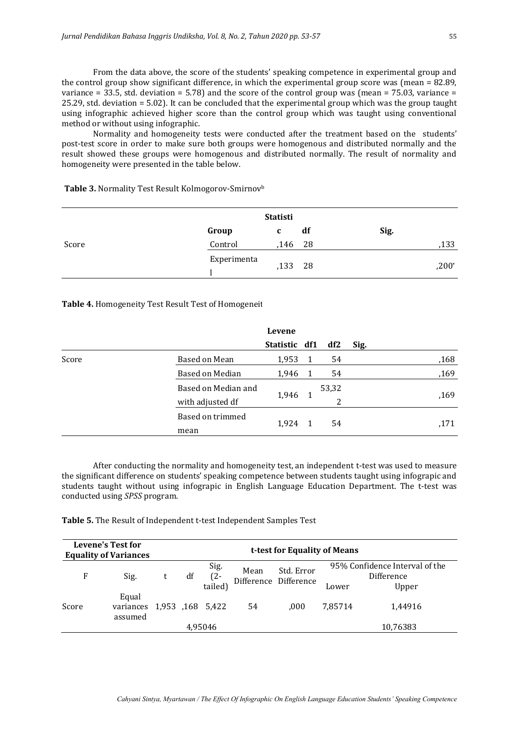From the data above, the score of the students' speaking competence in experimental group and the control group show significant difference, in which the experimental group score was (mean = 82.89, variance = 33.5, std. deviation = 5.78) and the score of the control group was (mean = 75.03, variance = 25.29, std. deviation = 5.02). It can be concluded that the experimental group which was the group taught using infographic achieved higher score than the control group which was taught using conventional method or without using infographic.

Normality and homogeneity tests were conducted after the treatment based on the students' post-test score in order to make sure both groups were homogenous and distributed normally and the result showed these groups were homogenous and distributed normally. The result of normality and homogeneity were presented in the table below.

**Table 3.** Normality Test Result Kolmogorov-Smirnov[b]

| | Group | Statistic | df | Sig. |
|---|---|---|---|---|
| Score | Control | ,146 | 28 | ,133 |
| | Experimental | ,133 | 28 | ,200* |

**Table 4.** Homogeneity Test Result Test of Homogeneit

| | | Levene Statistic | df1 | df2 | Sig. |
|---|---|---|---|---|---|
| Score | Based on Mean | 1,953 | 1 | 54 | ,168 |
| | Based on Median | 1,946 | 1 | 54 | ,169 |
| | Based on Median and with adjusted df | 1,946 | 1 | 53,322 | ,169 |
| | Based on trimmed mean | 1,924 | 1 | 54 | ,171 |

After conducting the normality and homogeneity test, an independent t-test was used to measure the significant difference on students' speaking competence between students taught using infograpic and students taught without using infograpic in English Language Education Department. The t-test was conducted using *SPSS* program.

**Table 5.** The Result of Independent t-test Independent Samples Test

| | Levene's Test for Equality of Variances | | t-test for Equality of Means | | | | | | |
|---|---|---|---|---|---|---|---|---|---|
| | F | Sig. | t | df | Sig. (2-tailed) | Mean Difference | Std. Error Difference | 95% Confidence Interval of the Difference Lower | Upper |
| Score | Equal variances assumed | 1,953 | ,168 | 5,422 | 54 | ,000 | 7,85714 | 1,44916 | |
| | | | 4,95046 | | | | | 10,76383 | |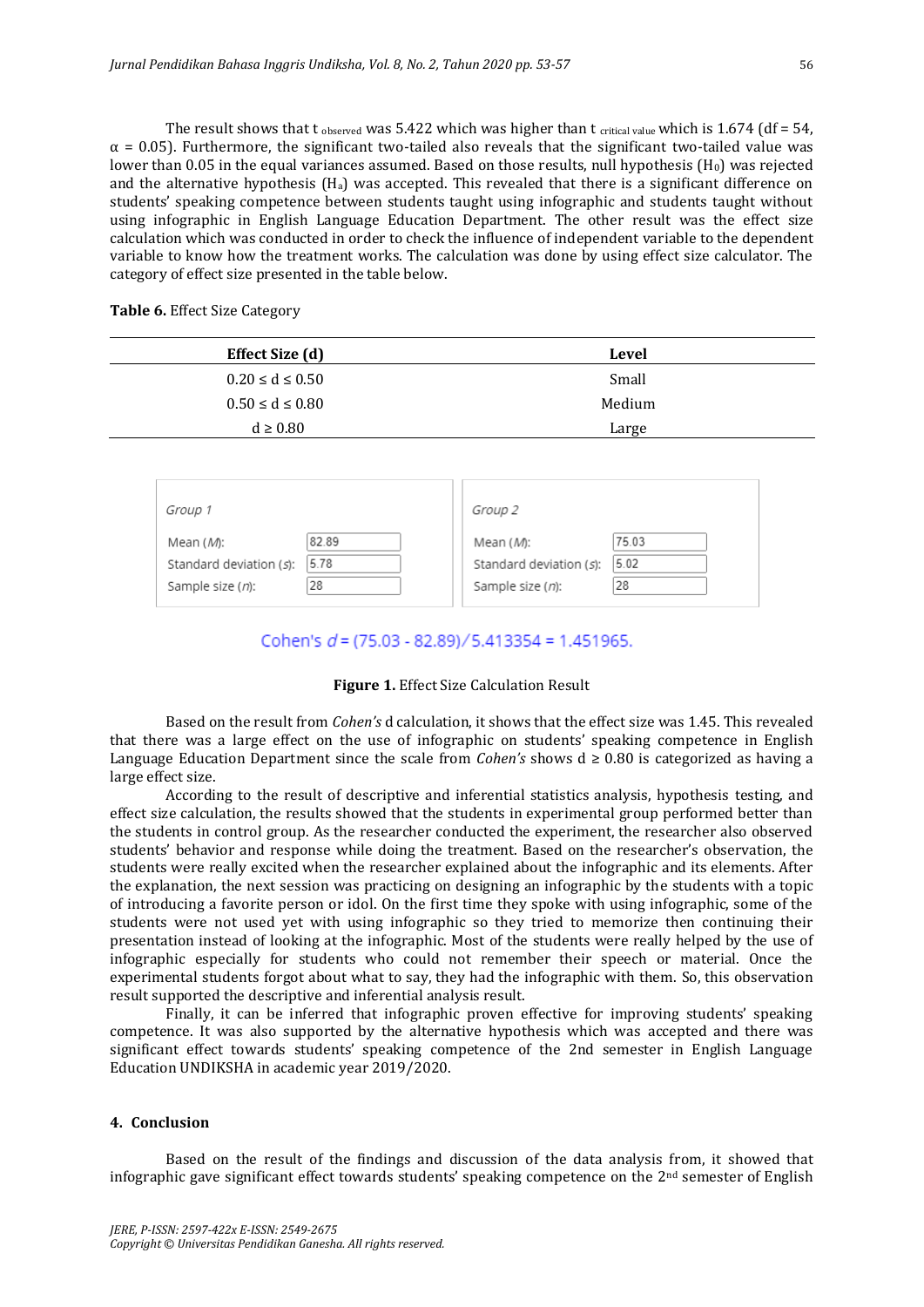The result shows that $t_{observed}$ was 5.422 which was higher than $t_{critical\ value}$ which is 1.674 (df = 54, $\alpha = 0.05$). Furthermore, the significant two-tailed also reveals that the significant two-tailed value was lower than 0.05 in the equal variances assumed. Based on those results, null hypothesis ($H_0$) was rejected and the alternative hypothesis ($H_a$) was accepted. This revealed that there is a significant difference on students' speaking competence between students taught using infographic and students taught without using infographic in English Language Education Department. The other result was the effect size calculation which was conducted in order to check the influence of independent variable to the dependent variable to know how the treatment works. The calculation was done by using effect size calculator. The category of effect size presented in the table below.

**Table 6.** Effect Size Category

| Effect Size (d) | Level |
|---|---|
| $0.20 \leq d \leq 0.50$ | Small |
| $0.50 \leq d \leq 0.80$ | Medium |
| $d \geq 0.80$ | Large |

| Group 1 | | Group 2 | |
|---|---|---|---|
| Mean (*M*): | 82.89 | Mean (*M*): | 75.03 |
| Standard deviation (*s*): | 5.78 | Standard deviation (*s*): | 5.02 |
| Sample size (*n*): | 28 | Sample size (*n*): | 28 |

Cohen's $d = (75.03 - 82.89)/5.413354 = 1.451965.$

**Figure 1.** Effect Size Calculation Result

Based on the result from *Cohen's* d calculation, it shows that the effect size was 1.45. This revealed that there was a large effect on the use of infographic on students' speaking competence in English Language Education Department since the scale from *Cohen's* shows $d \geq 0.80$ is categorized as having a large effect size.

According to the result of descriptive and inferential statistics analysis, hypothesis testing, and effect size calculation, the results showed that the students in experimental group performed better than the students in control group. As the researcher conducted the experiment, the researcher also observed students' behavior and response while doing the treatment. Based on the researcher's observation, the students were really excited when the researcher explained about the infographic and its elements. After the explanation, the next session was practicing on designing an infographic by the students with a topic of introducing a favorite person or idol. On the first time they spoke with using infographic, some of the students were not used yet with using infographic so they tried to memorize then continuing their presentation instead of looking at the infographic. Most of the students were really helped by the use of infographic especially for students who could not remember their speech or material. Once the experimental students forgot about what to say, they had the infographic with them. So, this observation result supported the descriptive and inferential analysis result.

Finally, it can be inferred that infographic proven effective for improving students' speaking competence. It was also supported by the alternative hypothesis which was accepted and there was significant effect towards students' speaking competence of the 2nd semester in English Language Education UNDIKSHA in academic year 2019/2020.

## 4. Conclusion

Based on the result of the findings and discussion of the data analysis from, it showed that infographic gave significant effect towards students' speaking competence on the 2nd semester of English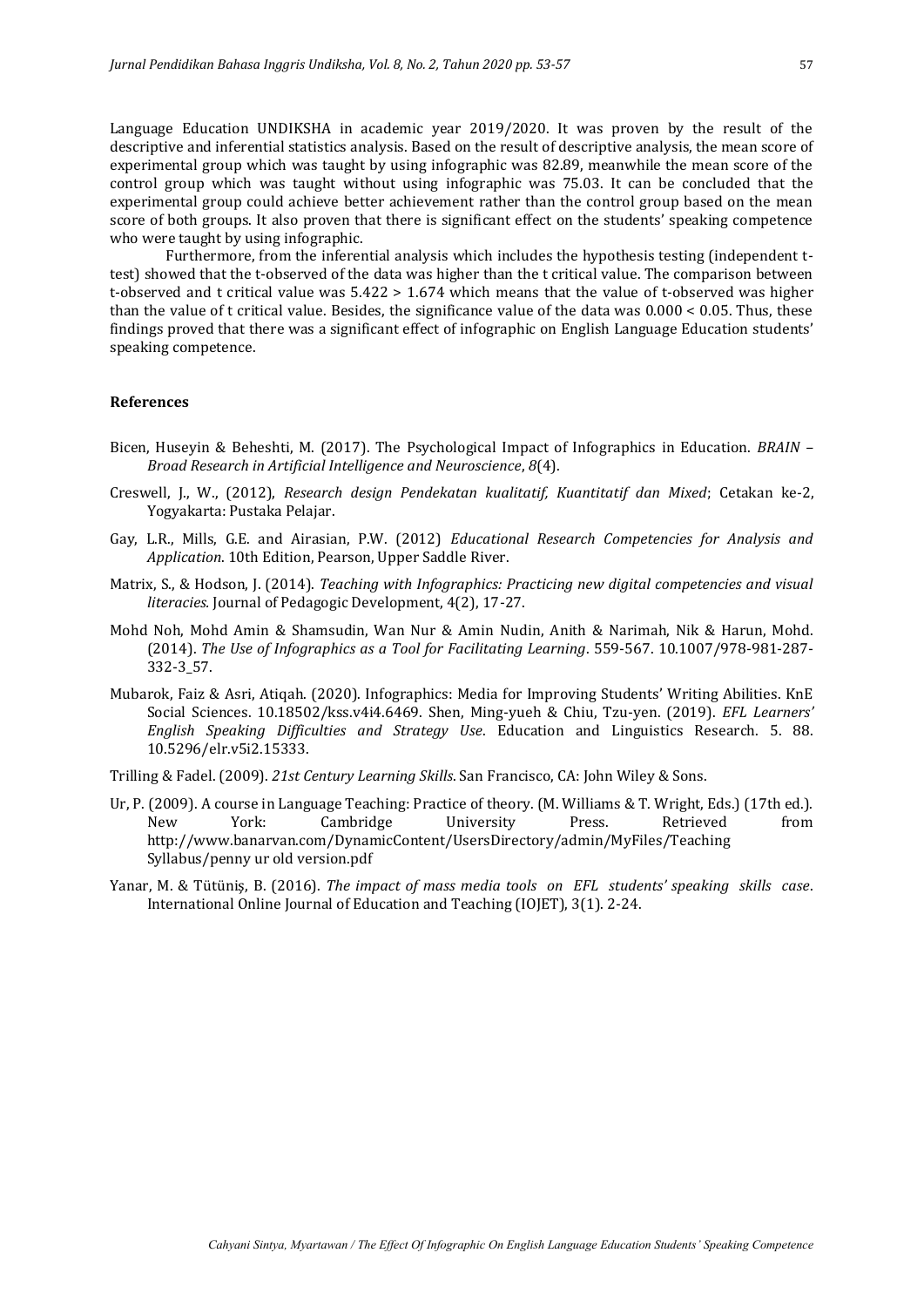Language Education UNDIKSHA in academic year 2019/2020. It was proven by the result of the descriptive and inferential statistics analysis. Based on the result of descriptive analysis, the mean score of experimental group which was taught by using infographic was 82.89, meanwhile the mean score of the control group which was taught without using infographic was 75.03. It can be concluded that the experimental group could achieve better achievement rather than the control group based on the mean score of both groups. It also proven that there is significant effect on the students' speaking competence who were taught by using infographic.

Furthermore, from the inferential analysis which includes the hypothesis testing (independent t-test) showed that the t-observed of the data was higher than the t critical value. The comparison between t-observed and t critical value was 5.422 > 1.674 which means that the value of t-observed was higher than the value of t critical value. Besides, the significance value of the data was 0.000 < 0.05. Thus, these findings proved that there was a significant effect of infographic on English Language Education students' speaking competence.

## References

Bicen, Huseyin & Beheshti, M. (2017). The Psychological Impact of Infographics in Education. *BRAIN – Broad Research in Artificial Intelligence and Neuroscience*, *8*(4).

Creswell, J., W., (2012), *Research design Pendekatan kualitatif, Kuantitatif dan Mixed*; Cetakan ke-2, Yogyakarta: Pustaka Pelajar.

Gay, L.R., Mills, G.E. and Airasian, P.W. (2012) *Educational Research Competencies for Analysis and Application*. 10th Edition, Pearson, Upper Saddle River.

Matrix, S., & Hodson, J. (2014). *Teaching with Infographics: Practicing new digital competencies and visual literacies.* Journal of Pedagogic Development, 4(2), 17-27.

Mohd Noh, Mohd Amin & Shamsudin, Wan Nur & Amin Nudin, Anith & Narimah, Nik & Harun, Mohd. (2014). *The Use of Infographics as a Tool for Facilitating Learning*. 559-567. 10.1007/978-981-287-332-3_57.

Mubarok, Faiz & Asri, Atiqah. (2020). Infographics: Media for Improving Students' Writing Abilities. KnE Social Sciences. 10.18502/kss.v4i4.6469. Shen, Ming-yueh & Chiu, Tzu-yen. (2019). *EFL Learners' English Speaking Difficulties and Strategy Use*. Education and Linguistics Research. 5. 88. 10.5296/elr.v5i2.15333.

Trilling & Fadel. (2009). *21st Century Learning Skills*. San Francisco, CA: John Wiley & Sons.

Ur, P. (2009). A course in Language Teaching: Practice of theory. (M. Williams & T. Wright, Eds.) (17th ed.). New York: Cambridge University Press. Retrieved from http://www.banarvan.com/DynamicContent/UsersDirectory/admin/MyFiles/Teaching Syllabus/penny ur old version.pdf

Yanar, M. & Tütüniş, B. (2016). *The impact of mass media tools on EFL students' speaking skills case*. International Online Journal of Education and Teaching (IOJET), 3(1). 2-24.